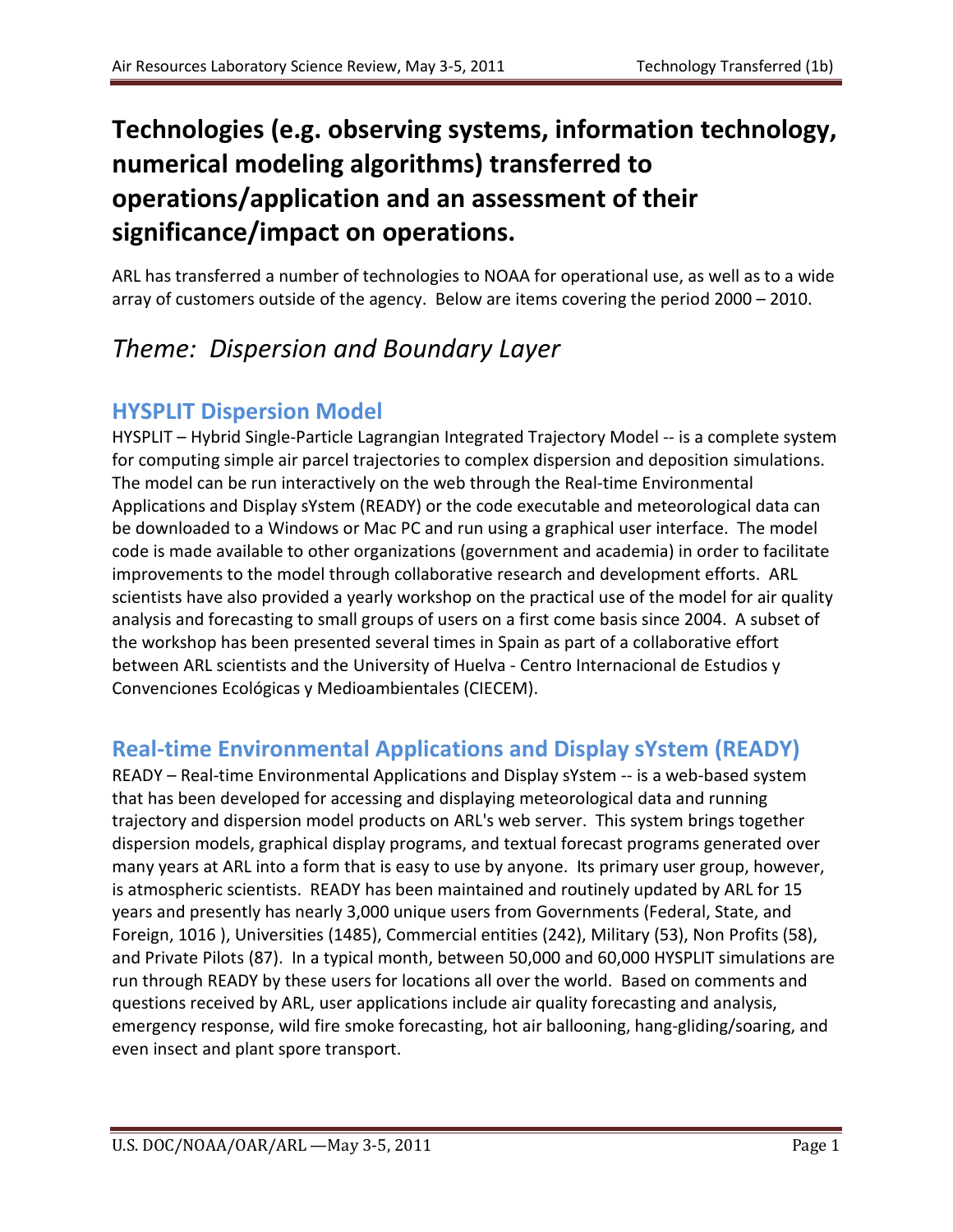# Technologies (e.g. observing systems, information technology, numerical modeling algorithms) transferred to operations/application and an assessment of their significance/impact on operations.

ARL has transferred a number of technologies to NOAA for operational use, as well as to a wide array of customers outside of the agency. Below are items covering the period 2000 – 2010.

## *Theme: Dispersion and Boundary Layer*

### HYSPLIT Dispersion Model

HYSPLIT – Hybrid Single-Particle Lagrangian Integrated Trajectory Model -- is a complete system for computing simple air parcel trajectories to complex dispersion and deposition simulations. The model can be run interactively on the web through the Real-time Environmental Applications and Display sYstem (READY) or the code executable and meteorological data can be downloaded to a Windows or Mac PC and run using a graphical user interface. The model code is made available to other organizations (government and academia) in order to facilitate improvements to the model through collaborative research and development efforts. ARL scientists have also provided a yearly workshop on the practical use of the model for air quality analysis and forecasting to small groups of users on a first come basis since 2004. A subset of the workshop has been presented several times in Spain as part of a collaborative effort between ARL scientists and the University of Huelva - Centro Internacional de Estudios y Convenciones Ecológicas y Medioambientales (CIECEM).

### Real-time Environmental Applications and Display sYstem (READY)

READY – Real-time Environmental Applications and Display sYstem -- is a web-based system that has been developed for accessing and displaying meteorological data and running trajectory and dispersion model products on ARL's web server. This system brings together dispersion models, graphical display programs, and textual forecast programs generated over many years at ARL into a form that is easy to use by anyone. Its primary user group, however, is atmospheric scientists. READY has been maintained and routinely updated by ARL for 15 years and presently has nearly 3,000 unique users from Governments (Federal, State, and Foreign, 1016 ), Universities (1485), Commercial entities (242), Military (53), Non Profits (58), and Private Pilots (87). In a typical month, between 50,000 and 60,000 HYSPLIT simulations are run through READY by these users for locations all over the world. Based on comments and questions received by ARL, user applications include air quality forecasting and analysis, emergency response, wild fire smoke forecasting, hot air ballooning, hang-gliding/soaring, and even insect and plant spore transport.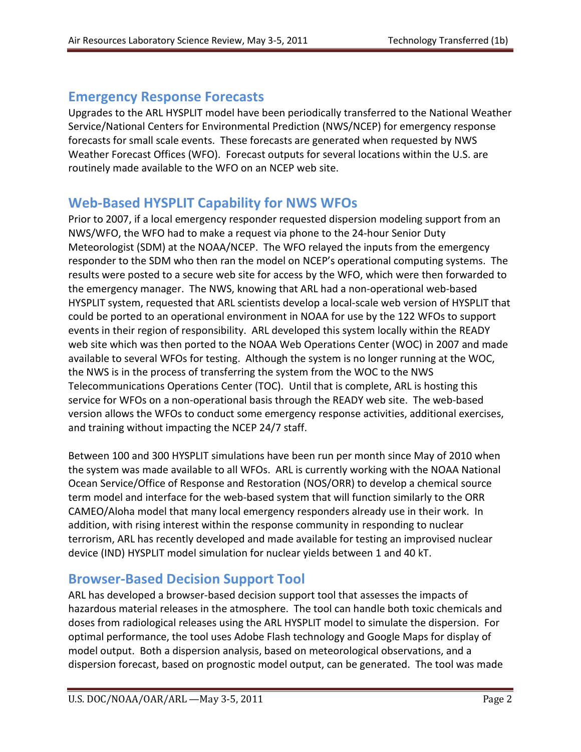## Emergency Response Forecasts

Upgrades to the ARL HYSPLIT model have been periodically transferred to the National Weather Service/National Centers for Environmental Prediction (NWS/NCEP) for emergency response forecasts for small scale events. These forecasts are generated when requested by NWS Weather Forecast Offices (WFO). Forecast outputs for several locations within the U.S. are routinely made available to the WFO on an NCEP web site.

## Web-Based HYSPLIT Capability for NWS WFOs

Prior to 2007, if a local emergency responder requested dispersion modeling support from an NWS/WFO, the WFO had to make a request via phone to the 24-hour Senior Duty Meteorologist (SDM) at the NOAA/NCEP. The WFO relayed the inputs from the emergency responder to the SDM who then ran the model on NCEP's operational computing systems. The results were posted to a secure web site for access by the WFO, which were then forwarded to the emergency manager. The NWS, knowing that ARL had a non-operational web-based HYSPLIT system, requested that ARL scientists develop a local-scale web version of HYSPLIT that could be ported to an operational environment in NOAA for use by the 122 WFOs to support events in their region of responsibility. ARL developed this system locally within the READY web site which was then ported to the NOAA Web Operations Center (WOC) in 2007 and made available to several WFOs for testing. Although the system is no longer running at the WOC, the NWS is in the process of transferring the system from the WOC to the NWS Telecommunications Operations Center (TOC). Until that is complete, ARL is hosting this service for WFOs on a non-operational basis through the READY web site. The web-based version allows the WFOs to conduct some emergency response activities, additional exercises, and training without impacting the NCEP 24/7 staff.

Between 100 and 300 HYSPLIT simulations have been run per month since May of 2010 when the system was made available to all WFOs. ARL is currently working with the NOAA National Ocean Service/Office of Response and Restoration (NOS/ORR) to develop a chemical source term model and interface for the web-based system that will function similarly to the ORR CAMEO/Aloha model that many local emergency responders already use in their work. In addition, with rising interest within the response community in responding to nuclear terrorism, ARL has recently developed and made available for testing an improvised nuclear device (IND) HYSPLIT model simulation for nuclear yields between 1 and 40 kT.

## Browser-Based Decision Support Tool

ARL has developed a browser-based decision support tool that assesses the impacts of hazardous material releases in the atmosphere. The tool can handle both toxic chemicals and doses from radiological releases using the ARL HYSPLIT model to simulate the dispersion. For optimal performance, the tool uses Adobe Flash technology and Google Maps for display of model output. Both a dispersion analysis, based on meteorological observations, and a dispersion forecast, based on prognostic model output, can be generated. The tool was made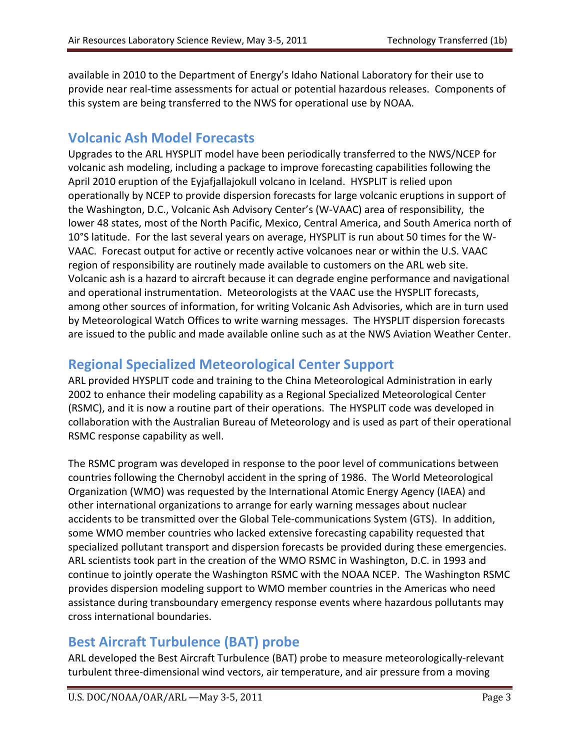available in 2010 to the Department of Energy's Idaho National Laboratory for their use to provide near real-time assessments for actual or potential hazardous releases. Components of this system are being transferred to the NWS for operational use by NOAA.

## Volcanic Ash Model Forecasts

Upgrades to the ARL HYSPLIT model have been periodically transferred to the NWS/NCEP for volcanic ash modeling, including a package to improve forecasting capabilities following the April 2010 eruption of the Eyjafjallajokull volcano in Iceland. HYSPLIT is relied upon operationally by NCEP to provide dispersion forecasts for large volcanic eruptions in support of the Washington, D.C., Volcanic Ash Advisory Center's (W-VAAC) area of responsibility, the lower 48 states, most of the North Pacific, Mexico, Central America, and South America north of 10°S latitude. For the last several years on average, HYSPLIT is run about 50 times for the W-VAAC. Forecast output for active or recently active volcanoes near or within the U.S. VAAC region of responsibility are routinely made available to customers on the ARL web site. Volcanic ash is a hazard to aircraft because it can degrade engine performance and navigational and operational instrumentation. Meteorologists at the VAAC use the HYSPLIT forecasts, among other sources of information, for writing Volcanic Ash Advisories, which are in turn used by Meteorological Watch Offices to write warning messages. The HYSPLIT dispersion forecasts are issued to the public and made available online such as at the NWS Aviation Weather Center.

## Regional Specialized Meteorological Center Support

ARL provided HYSPLIT code and training to the China Meteorological Administration in early 2002 to enhance their modeling capability as a Regional Specialized Meteorological Center (RSMC), and it is now a routine part of their operations. The HYSPLIT code was developed in collaboration with the Australian Bureau of Meteorology and is used as part of their operational RSMC response capability as well.

The RSMC program was developed in response to the poor level of communications between countries following the Chernobyl accident in the spring of 1986. The World Meteorological Organization (WMO) was requested by the International Atomic Energy Agency (IAEA) and other international organizations to arrange for early warning messages about nuclear accidents to be transmitted over the Global Tele-communications System (GTS). In addition, some WMO member countries who lacked extensive forecasting capability requested that specialized pollutant transport and dispersion forecasts be provided during these emergencies. ARL scientists took part in the creation of the WMO RSMC in Washington, D.C. in 1993 and continue to jointly operate the Washington RSMC with the NOAA NCEP. The Washington RSMC provides dispersion modeling support to WMO member countries in the Americas who need assistance during transboundary emergency response events where hazardous pollutants may cross international boundaries.

## Best Aircraft Turbulence (BAT) probe

ARL developed the Best Aircraft Turbulence (BAT) probe to measure meteorologically-relevant turbulent three-dimensional wind vectors, air temperature, and air pressure from a moving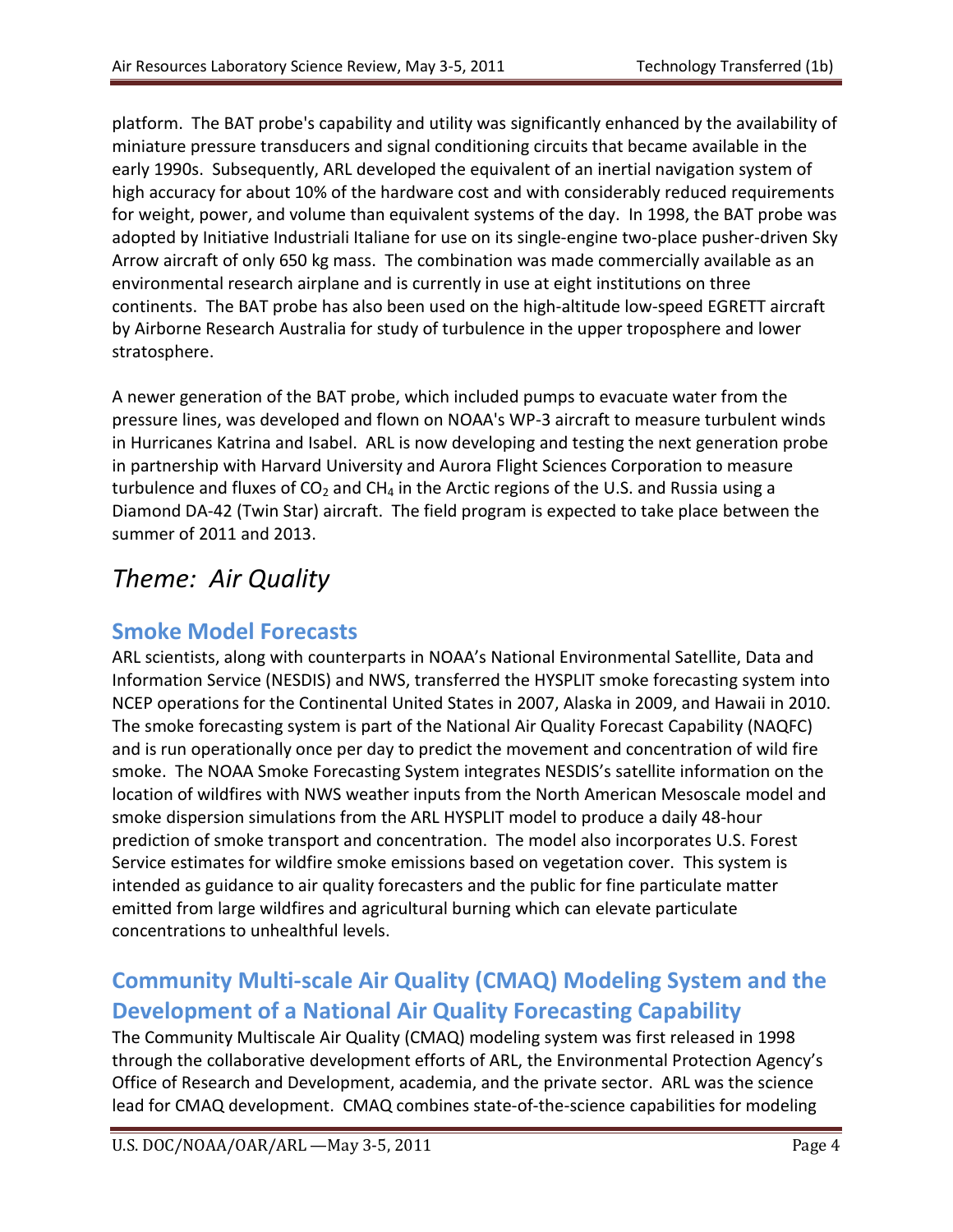platform. The BAT probe's capability and utility was significantly enhanced by the availability of miniature pressure transducers and signal conditioning circuits that became available in the early 1990s. Subsequently, ARL developed the equivalent of an inertial navigation system of high accuracy for about 10% of the hardware cost and with considerably reduced requirements for weight, power, and volume than equivalent systems of the day. In 1998, the BAT probe was adopted by Initiative Industriali Italiane for use on its single-engine two-place pusher-driven Sky Arrow aircraft of only 650 kg mass. The combination was made commercially available as an environmental research airplane and is currently in use at eight institutions on three continents. The BAT probe has also been used on the high-altitude low-speed EGRETT aircraft by Airborne Research Australia for study of turbulence in the upper troposphere and lower stratosphere.

A newer generation of the BAT probe, which included pumps to evacuate water from the pressure lines, was developed and flown on NOAA's WP-3 aircraft to measure turbulent winds in Hurricanes Katrina and Isabel. ARL is now developing and testing the next generation probe in partnership with Harvard University and Aurora Flight Sciences Corporation to measure turbulence and fluxes of $CO_2$ and $CH_4$ in the Arctic regions of the U.S. and Russia using a Diamond DA-42 (Twin Star) aircraft. The field program is expected to take place between the summer of 2011 and 2013.

# *Theme: Air Quality*

## Smoke Model Forecasts

ARL scientists, along with counterparts in NOAA's National Environmental Satellite, Data and Information Service (NESDIS) and NWS, transferred the HYSPLIT smoke forecasting system into NCEP operations for the Continental United States in 2007, Alaska in 2009, and Hawaii in 2010. The smoke forecasting system is part of the National Air Quality Forecast Capability (NAQFC) and is run operationally once per day to predict the movement and concentration of wild fire smoke. The NOAA Smoke Forecasting System integrates NESDIS's satellite information on the location of wildfires with NWS weather inputs from the North American Mesoscale model and smoke dispersion simulations from the ARL HYSPLIT model to produce a daily 48-hour prediction of smoke transport and concentration. The model also incorporates U.S. Forest Service estimates for wildfire smoke emissions based on vegetation cover. This system is intended as guidance to air quality forecasters and the public for fine particulate matter emitted from large wildfires and agricultural burning which can elevate particulate concentrations to unhealthful levels.

## Community Multi-scale Air Quality (CMAQ) Modeling System and the Development of a National Air Quality Forecasting Capability

The Community Multiscale Air Quality (CMAQ) modeling system was first released in 1998 through the collaborative development efforts of ARL, the Environmental Protection Agency's Office of Research and Development, academia, and the private sector. ARL was the science lead for CMAQ development. CMAQ combines state-of-the-science capabilities for modeling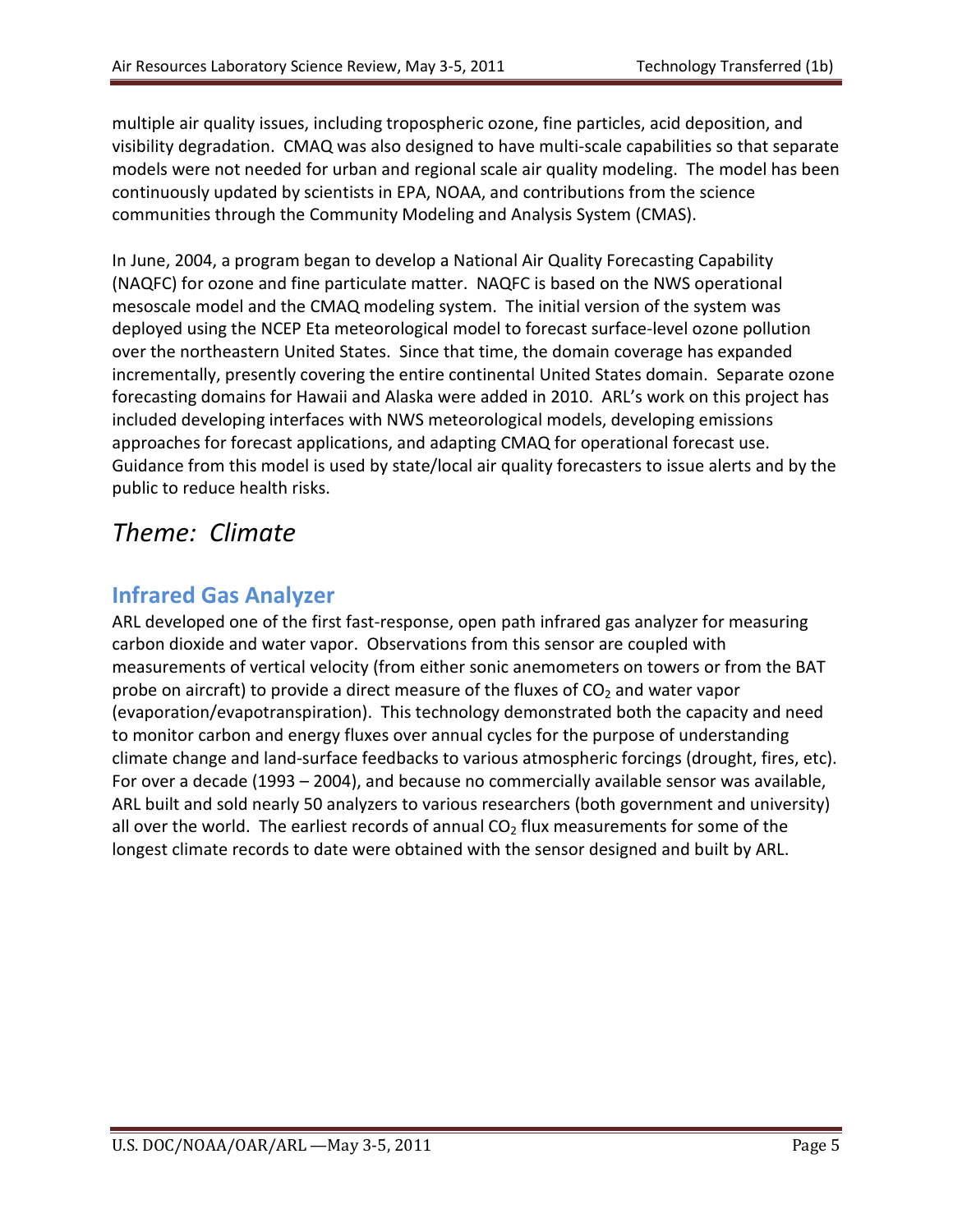multiple air quality issues, including tropospheric ozone, fine particles, acid deposition, and visibility degradation. CMAQ was also designed to have multi-scale capabilities so that separate models were not needed for urban and regional scale air quality modeling. The model has been continuously updated by scientists in EPA, NOAA, and contributions from the science communities through the Community Modeling and Analysis System (CMAS).

In June, 2004, a program began to develop a National Air Quality Forecasting Capability (NAQFC) for ozone and fine particulate matter. NAQFC is based on the NWS operational mesoscale model and the CMAQ modeling system. The initial version of the system was deployed using the NCEP Eta meteorological model to forecast surface-level ozone pollution over the northeastern United States. Since that time, the domain coverage has expanded incrementally, presently covering the entire continental United States domain. Separate ozone forecasting domains for Hawaii and Alaska were added in 2010. ARL's work on this project has included developing interfaces with NWS meteorological models, developing emissions approaches for forecast applications, and adapting CMAQ for operational forecast use. Guidance from this model is used by state/local air quality forecasters to issue alerts and by the public to reduce health risks.

# *Theme: Climate*

## Infrared Gas Analyzer

ARL developed one of the first fast-response, open path infrared gas analyzer for measuring carbon dioxide and water vapor. Observations from this sensor are coupled with measurements of vertical velocity (from either sonic anemometers on towers or from the BAT probe on aircraft) to provide a direct measure of the fluxes of $CO_2$ and water vapor (evaporation/evapotranspiration). This technology demonstrated both the capacity and need to monitor carbon and energy fluxes over annual cycles for the purpose of understanding climate change and land-surface feedbacks to various atmospheric forcings (drought, fires, etc). For over a decade (1993 – 2004), and because no commercially available sensor was available, ARL built and sold nearly 50 analyzers to various researchers (both government and university) all over the world. The earliest records of annual $CO_2$ flux measurements for some of the longest climate records to date were obtained with the sensor designed and built by ARL.